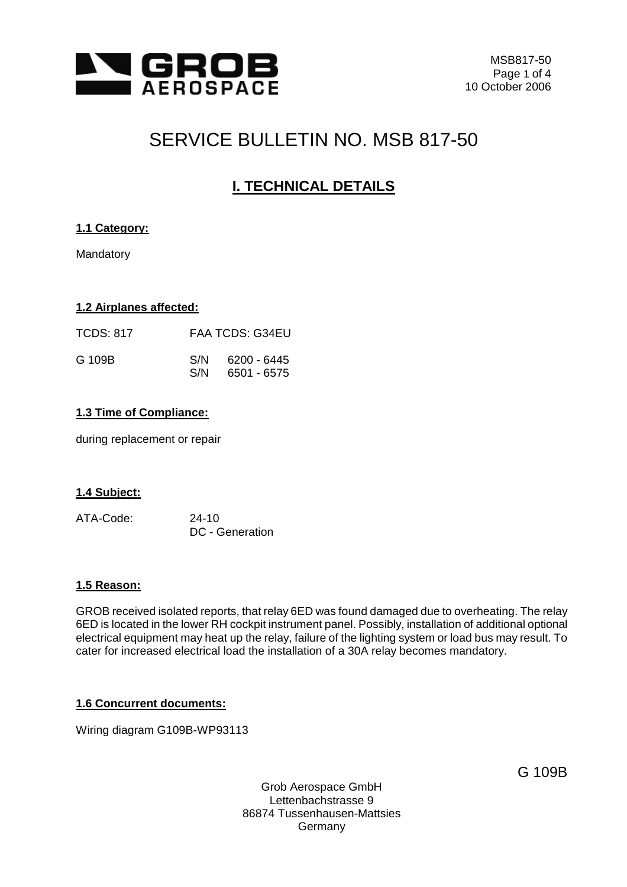# SERVICE BULLETIN NO. MSB 817-50

## I. TECHNICAL DETAILS

### 1.1 Category:

Mandatory

### 1.2 Airplanes affected:

| TCDS: 817 | FAA TCDS: G34EU | |
|---|---|---|
| G 109B | S/N | 6200 - 6445 |
| | S/N | 6501 - 6575 |

### 1.3 Time of Compliance:

during replacement or repair

### 1.4 Subject:

ATA-Code: 24-10
DC - Generation

### 1.5 Reason:

GROB received isolated reports, that relay 6ED was found damaged due to overheating. The relay 6ED is located in the lower RH cockpit instrument panel. Possibly, installation of additional optional electrical equipment may heat up the relay, failure of the lighting system or load bus may result. To cater for increased electrical load the installation of a 30A relay becomes mandatory.

### 1.6 Concurrent documents:

Wiring diagram G109B-WP93113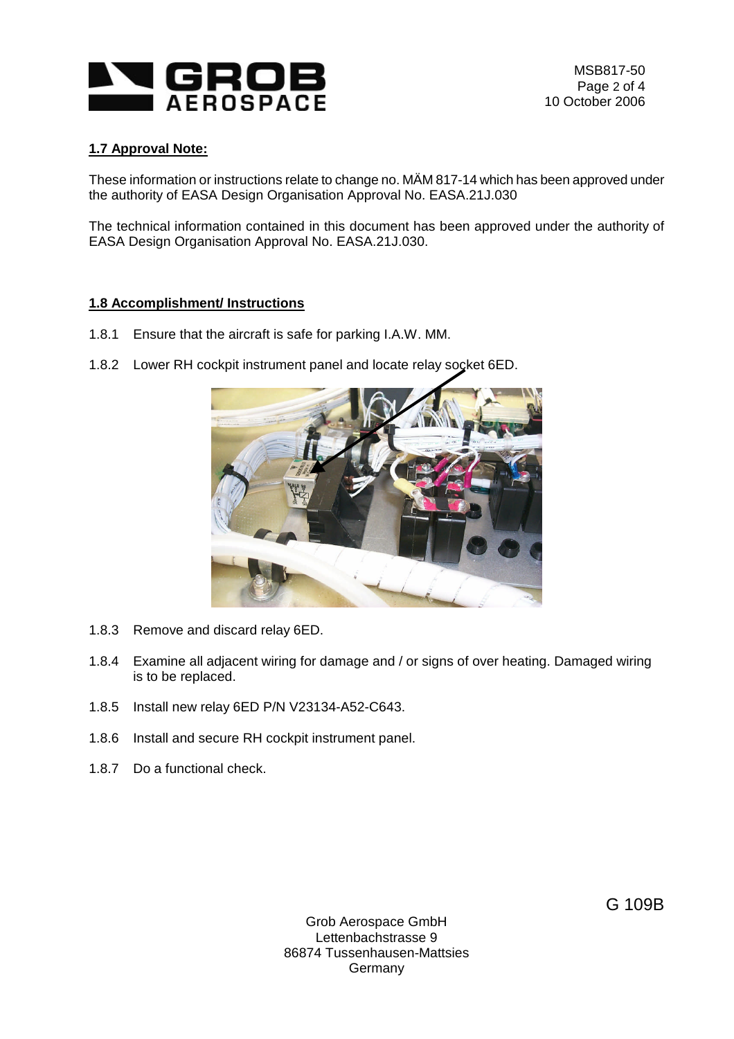### 1.7 Approval Note:

These information or instructions relate to change no. MÄM 817-14 which has been approved under the authority of EASA Design Organisation Approval No. EASA.21J.030

The technical information contained in this document has been approved under the authority of EASA Design Organisation Approval No. EASA.21J.030.

### 1.8 Accomplishment/ Instructions

1.8.1 Ensure that the aircraft is safe for parking I.A.W. MM.

1.8.2 Lower RH cockpit instrument panel and locate relay socket 6ED.

1.8.3 Remove and discard relay 6ED.

1.8.4 Examine all adjacent wiring for damage and / or signs of over heating. Damaged wiring is to be replaced.

1.8.5 Install new relay 6ED P/N V23134-A52-C643.

1.8.6 Install and secure RH cockpit instrument panel.

1.8.7 Do a functional check.

G 109B

Grob Aerospace GmbH
Lettenbachstrasse 9
86874 Tussenhausen-Mattsies
Germany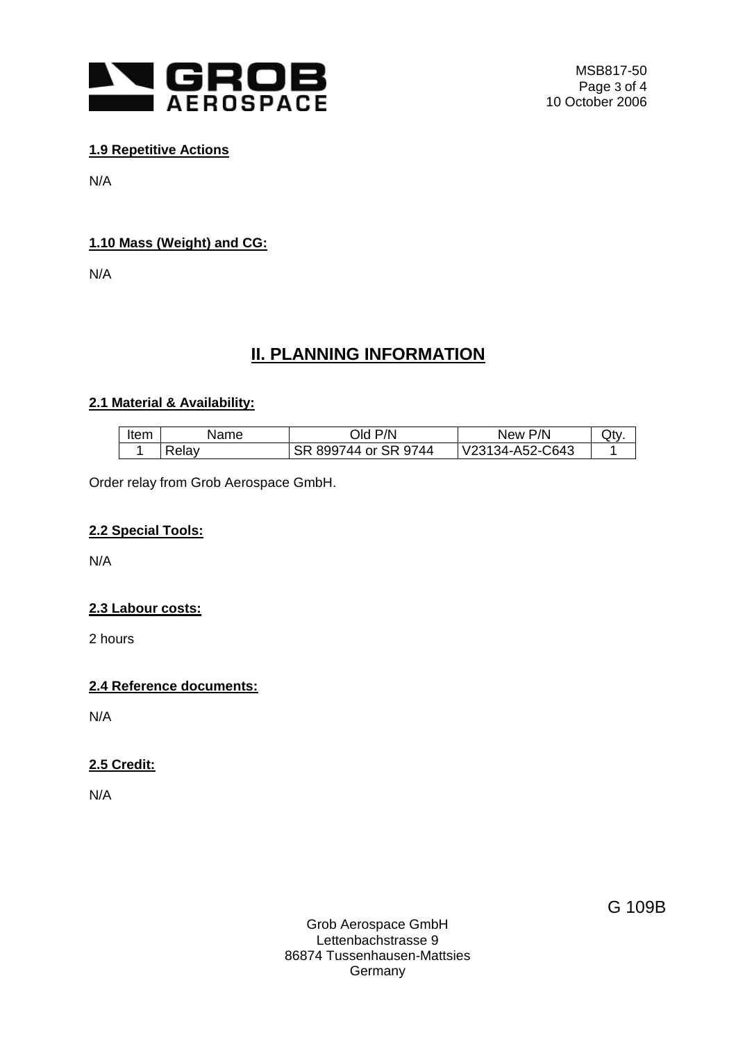### 1.9 Repetitive Actions

N/A

### 1.10 Mass (Weight) and CG:

N/A

## II. PLANNING INFORMATION

### 2.1 Material & Availability:

| Item | Name | Old P/N | New P/N | Qty. |
|---|---|---|---|---|
| 1 | Relay | SR 899744 or SR 9744 | V23134-A52-C643 | 1 |

Order relay from Grob Aerospace GmbH.

### 2.2 Special Tools:

N/A

### 2.3 Labour costs:

2 hours

### 2.4 Reference documents:

N/A

### 2.5 Credit:

N/A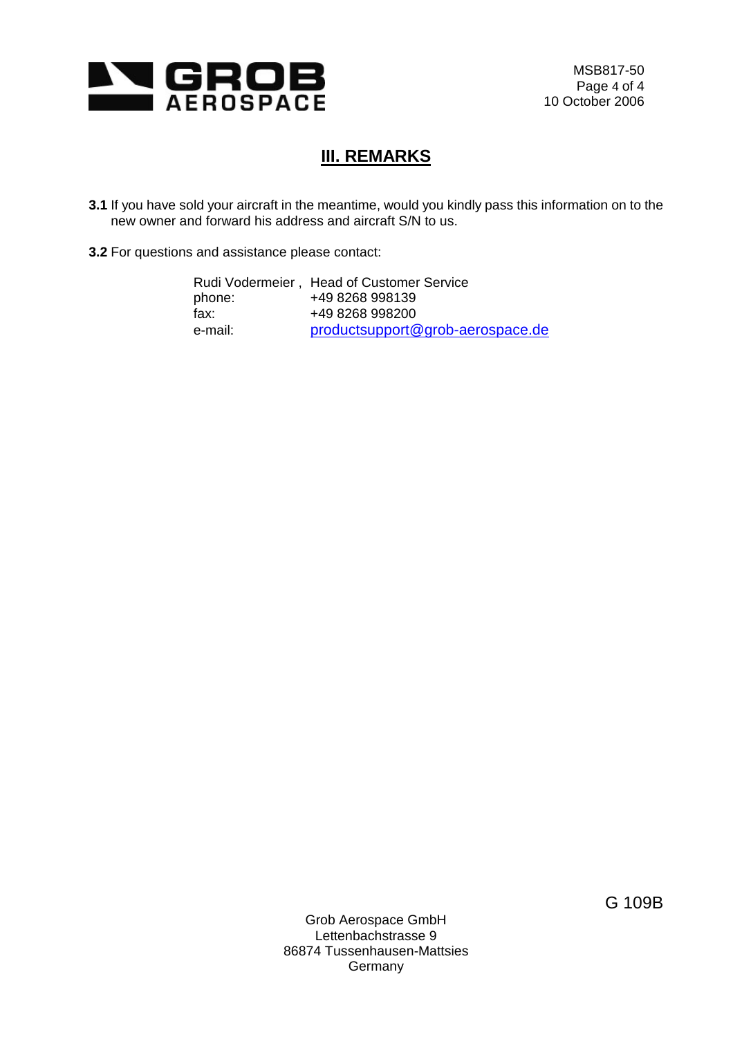## III. REMARKS

**3.1** If you have sold your aircraft in the meantime, would you kindly pass this information on to the new owner and forward his address and aircraft S/N to us.

**3.2** For questions and assistance please contact:

| | |
|---|---|
| Rudi Vodermeier , | Head of Customer Service |
| phone: | +49 8268 998139 |
| fax: | +49 8268 998200 |
| e-mail: | productsupport@grob-aerospace.de |

G 109B

Grob Aerospace GmbH
Lettenbachstrasse 9
86874 Tussenhausen-Mattsies
Germany